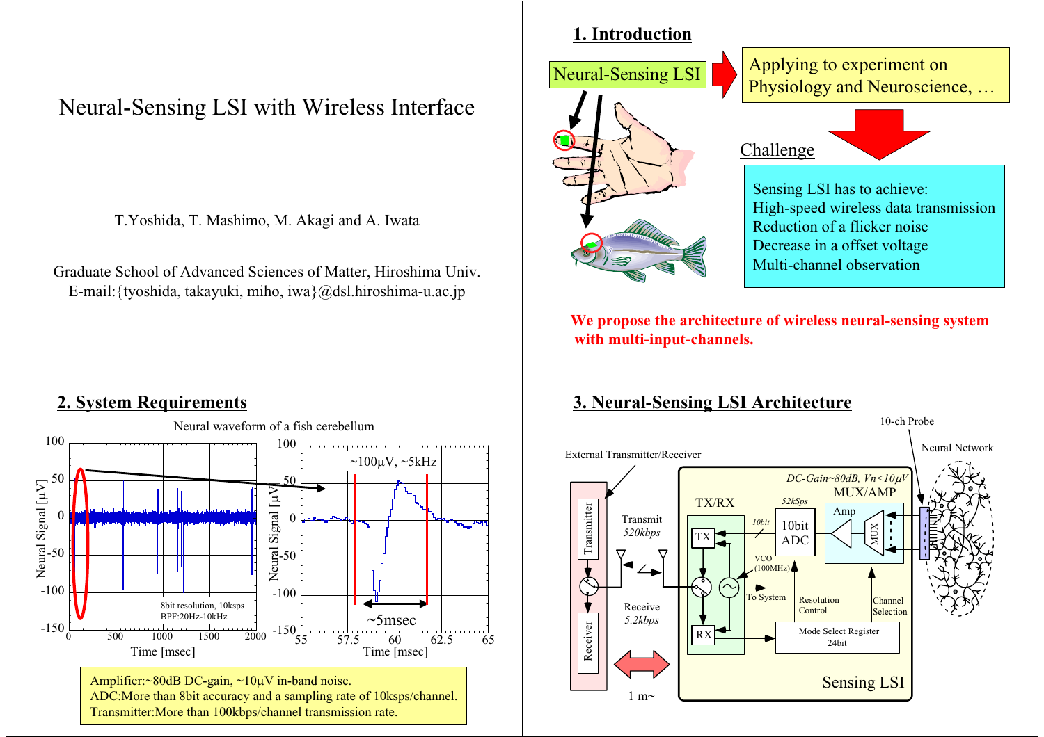# Neural-Sensing LSI with Wireless Interface

T.Yoshida, T. Mashimo, M. Akagi and A. Iwata

Graduate School of Advanced Sciences of Matter, Hiroshima Univ.
E-mail:{tyoshida, takayuki, miho, iwa}@dsl.hiroshima-u.ac.jp

## 1. Introduction

Neural-Sensing LSI → Applying to experiment on Physiology and Neuroscience, …

Challenge

Sensing LSI has to achieve:
- High-speed wireless data transmission
- Reduction of a flicker noise
- Decrease in a offset voltage
- Multi-channel observation

**We propose the architecture of wireless neural-sensing system with multi-input-channels.**

## 2. System Requirements

Neural waveform of a fish cerebellum

(Plot: Neural Signal [μV] vs. Time [msec], 0–2000 msec; 8bit resolution, 10ksps; BPF:20Hz-10kHz. Zoomed plot: 55–65 msec, ~100μV, ~5kHz, ~5msec)

Amplifier:~80dB DC-gain, ~10μV in-band noise.
ADC:More than 8bit accuracy and a sampling rate of 10ksps/channel.
Transmitter:More than 100kbps/channel transmission rate.

## 3. Neural-Sensing LSI Architecture

(Block diagram labels: External Transmitter/Receiver; Transmitter; Receiver; Transmit 520kbps; Receive 5.2kbps; 1 m~; Sensing LSI; TX/RX; TX; RX; VCO (100MHz); To System; 10bit; 10bit ADC; 52kSps; Resolution Control; Mode Select Register 24bit; Channel Selection; MUX/AMP; Amp; MUX; DC-Gain~80dB, Vn<10μV; 10-ch Probe; Neural Network)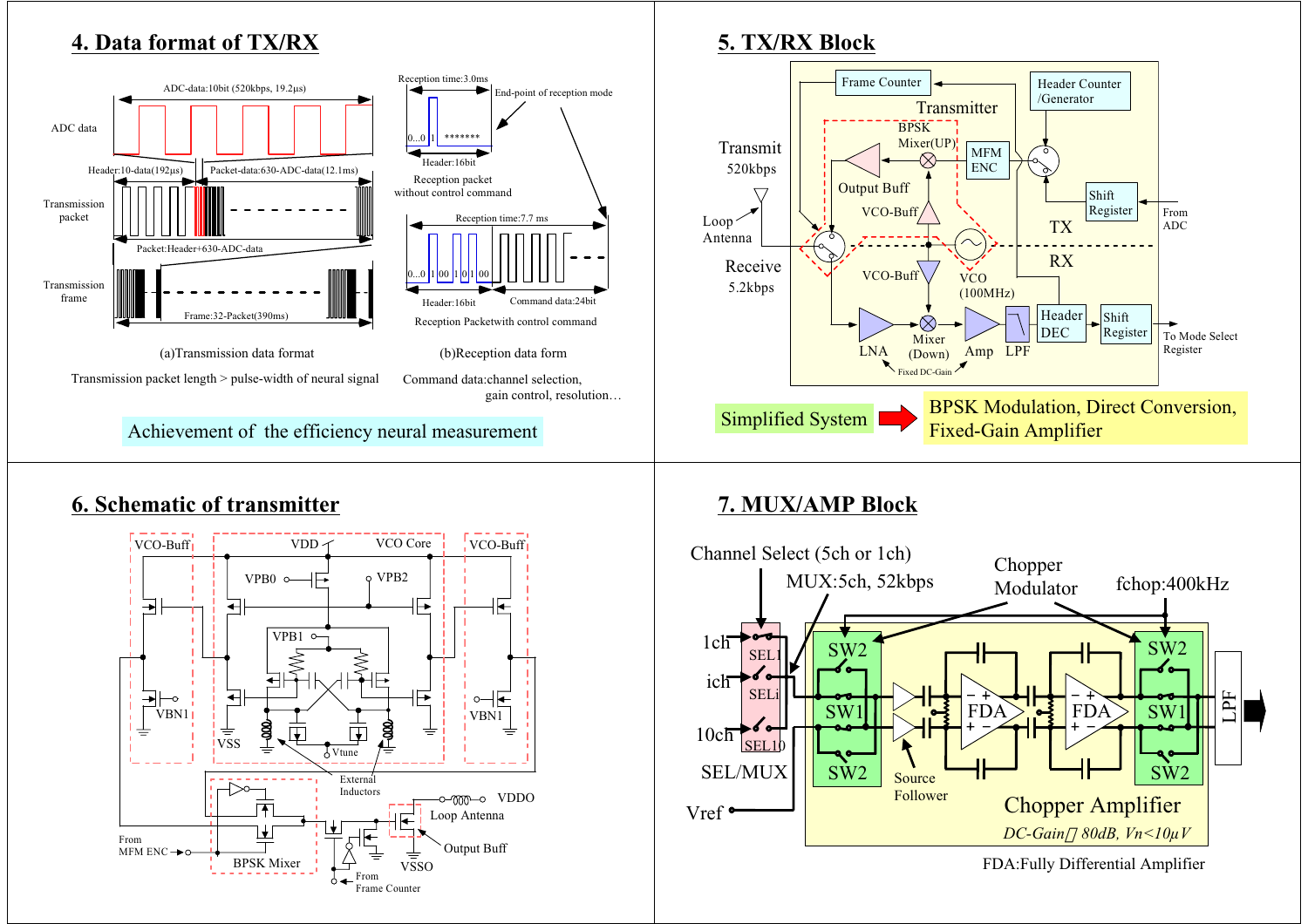## 4. Data format of TX/RX

ADC data — ADC-data:10bit (520kbps, 19.2μs)

Transmission packet — Header:10-data(192μs) | Packet-data:630-ADC-data(12.1ms)

Packet:Header+630-ADC-data

Transmission frame — Frame:32-Packet(390ms)

(a)Transmission data format

Transmission packet length > pulse-width of neural signal

Reception time:3.0ms — End-point of reception mode

0...0 1 *******

Header:16bit

Reception packet without control command

Reception time:7.7 ms

0...0 1 00 1 0 1 00

Header:16bit — Command data:24bit

Reception Packetwith control command

(b)Reception data form

Command data:channel selection, gain control, resolution…

Achievement of the efficiency neural measurement

## 5. TX/RX Block

Frame Counter, Header Counter /Generator, Transmitter, BPSK Mixer(UP), MFM ENC, Output Buff, VCO-Buff, Shift Register, From ADC, TX, RX, VCO (100MHz), Loop Antenna, Transmit 520kbps, Receive 5.2kbps, LNA, Mixer (Down), Amp, LPF, Header DEC, Shift Register, To Mode Select Register, Fixed DC-Gain

Simplified System → BPSK Modulation, Direct Conversion, Fixed-Gain Amplifier

## 6. Schematic of transmitter

VCO-Buff, VDD, VCO Core, VCO-Buff, VPB0, VPB2, VPB1, VBN1, VSS, Vtune, VBN1, External Inductors, VDDO, Loop Antenna, Output Buff, VSSO, From MFM ENC, BPSK Mixer, From Frame Counter

## 7. MUX/AMP Block

Channel Select (5ch or 1ch), MUX:5ch, 52kbps, Chopper Modulator, fchop:400kHz

1ch, ich, 10ch, SEL1, SELi, SEL10, SEL/MUX, Vref, SW2, SW1, SW2, Source Follower, FDA, FDA, SW2, SW1, SW2, LPF

Chopper Amplifier

*DC-Gain: 80dB, Vn<10μV*

FDA:Fully Differential Amplifier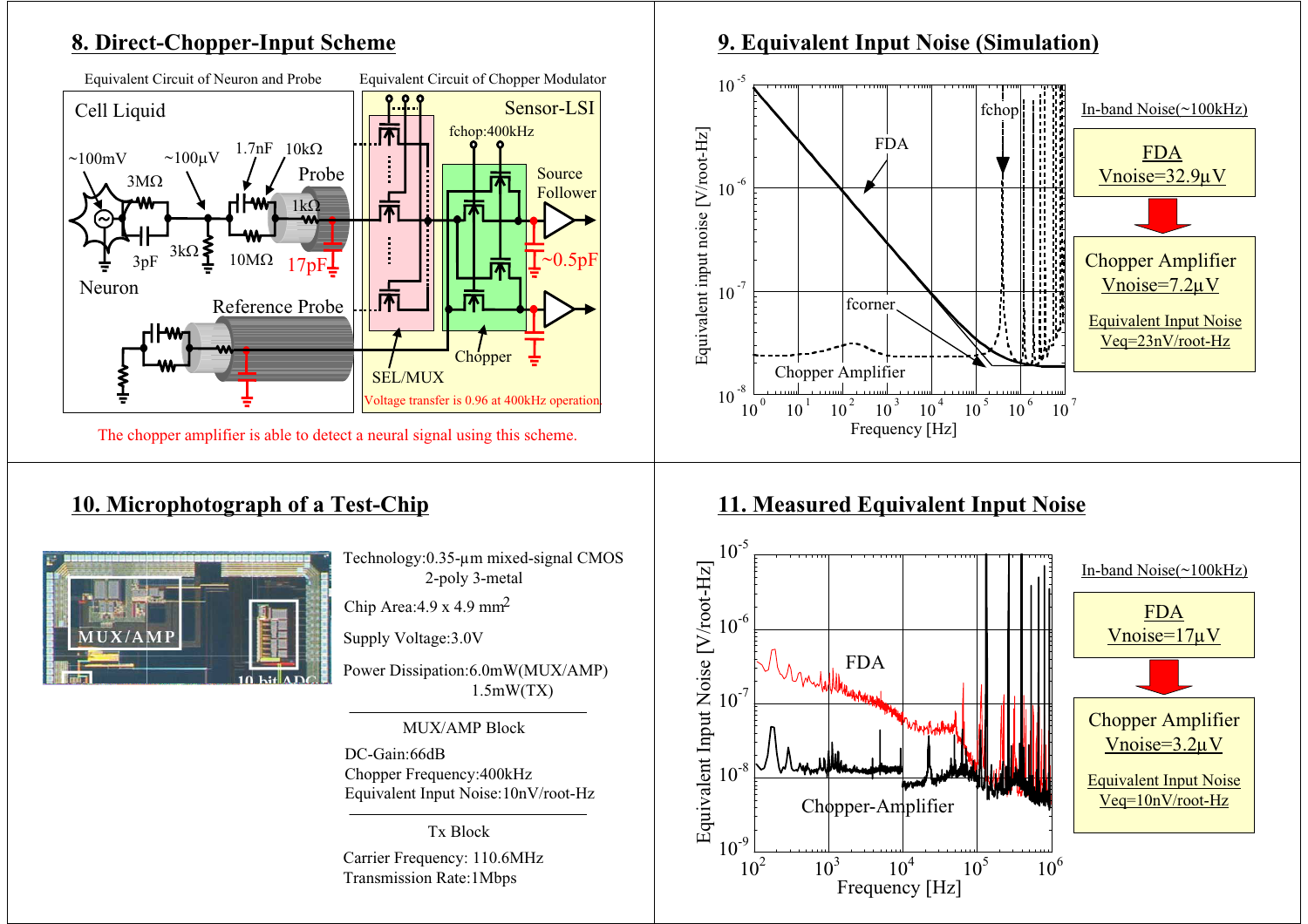## 8. Direct-Chopper-Input Scheme

Equivalent Circuit of Neuron and Probe

Equivalent Circuit of Chopper Modulator

Cell Liquid

~100mV ~100μV 1.7nF 10kΩ

3MΩ Probe

1kΩ

3pF 3kΩ 10MΩ 17pF

Neuron

Reference Probe

Sensor-LSI

fchop:400kHz

Source Follower

~0.5pF

Chopper

SEL/MUX

Voltage transfer is 0.96 at 400kHz operation.

The chopper amplifier is able to detect a neural signal using this scheme.

## 9. Equivalent Input Noise (Simulation)

Equivalent input noise [V/root-Hz]

Frequency [Hz]

FDA, fchop, fcorner, Chopper Amplifier

In-band Noise(~100kHz)

FDA
Vnoise=32.9μV

Chopper Amplifier
Vnoise=7.2μV

Equivalent Input Noise
Veq=23nV/root-Hz

## 10. Microphotograph of a Test-Chip

MUX/AMP

10 bit ADC

Technology: 0.35-μm mixed-signal CMOS 2-poly 3-metal

Chip Area: 4.9 x 4.9 $mm^2$

Supply Voltage: 3.0V

Power Dissipation: 6.0mW(MUX/AMP)
1.5mW(TX)

MUX/AMP Block

DC-Gain: 66dB

Chopper Frequency: 400kHz

Equivalent Input Noise: 10nV/root-Hz

Tx Block

Carrier Frequency: 110.6MHz

Transmission Rate: 1Mbps

## 11. Measured Equivalent Input Noise

Equivalent Input Noise [V/root-Hz]

Frequency [Hz]

FDA

Chopper-Amplifier

In-band Noise(~100kHz)

FDA
Vnoise=17μV

Chopper Amplifier
Vnoise=3.2μV

Equivalent Input Noise
Veq=10nV/root-Hz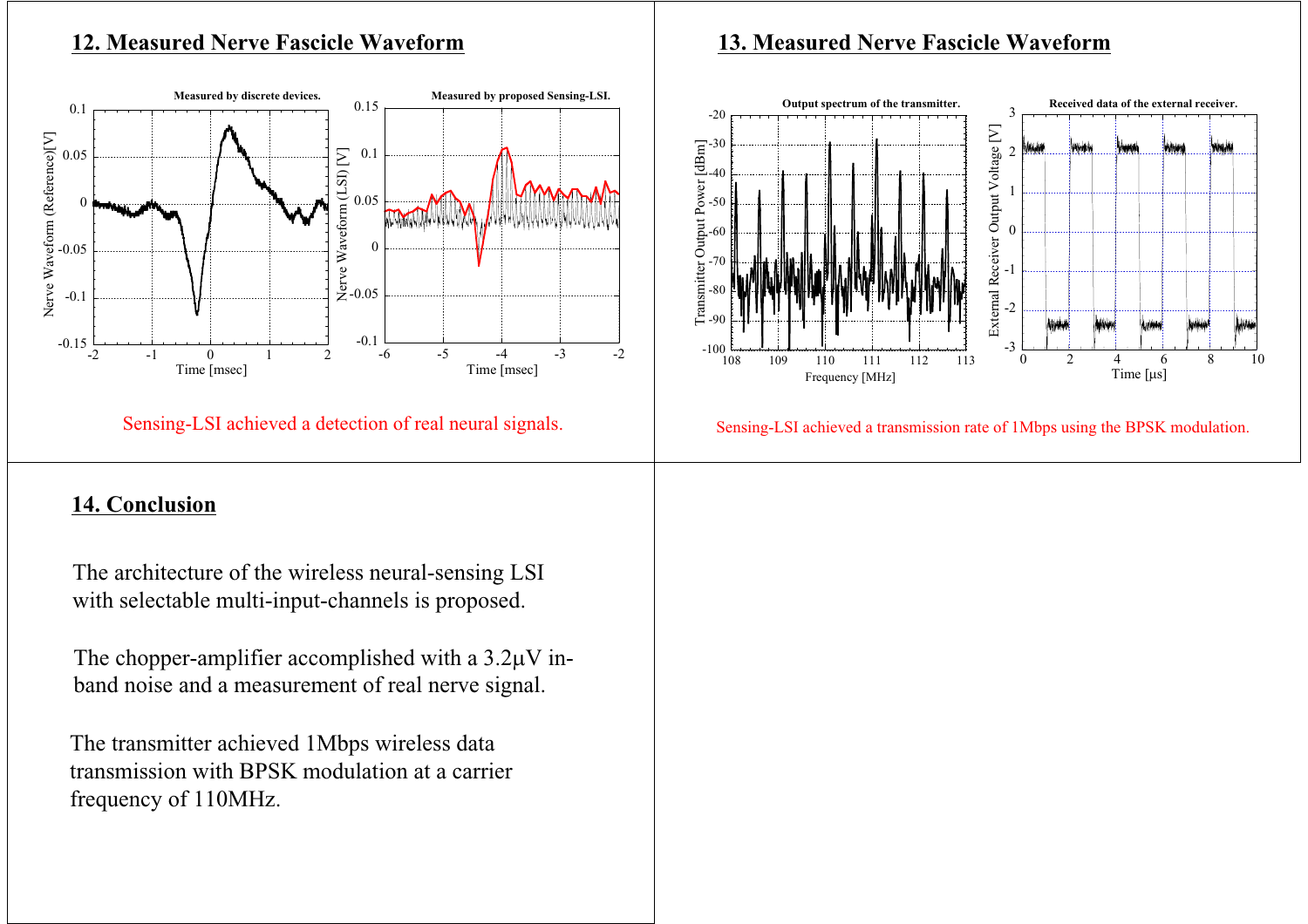## 12. Measured Nerve Fascicle Waveform

Measured by discrete devices.

Nerve Waveform (Reference)[V]

0.1
0.05
0
-0.05
-0.1
-0.15

-2 -1 0 1 2

Time [msec]

Measured by proposed Sensing-LSI.

Nerve Waveform (LSI) [V]

0.15
0.1
0.05
0
-0.05
-0.1

-6 -5 -4 -3 -2

Time [msec]

Sensing-LSI achieved a detection of real neural signals.

## 13. Measured Nerve Fascicle Waveform

Output spectrum of the transmitter.

Transmitter Output Power [dBm]

-20
-30
-40
-50
-60
-70
-80
-90
-100

108 109 110 111 112 113

Frequency [MHz]

Received data of the external receiver.

External Receiver Output Voltage [V]

3
2
1
0
-1
-2
-3

0 2 4 6 8 10

Time [μs]

Sensing-LSI achieved a transmission rate of 1Mbps using the BPSK modulation.

## 14. Conclusion

The architecture of the wireless neural-sensing LSI with selectable multi-input-channels is proposed.

The chopper-amplifier accomplished with a 3.2μV in-band noise and a measurement of real nerve signal.

The transmitter achieved 1Mbps wireless data transmission with BPSK modulation at a carrier frequency of 110MHz.